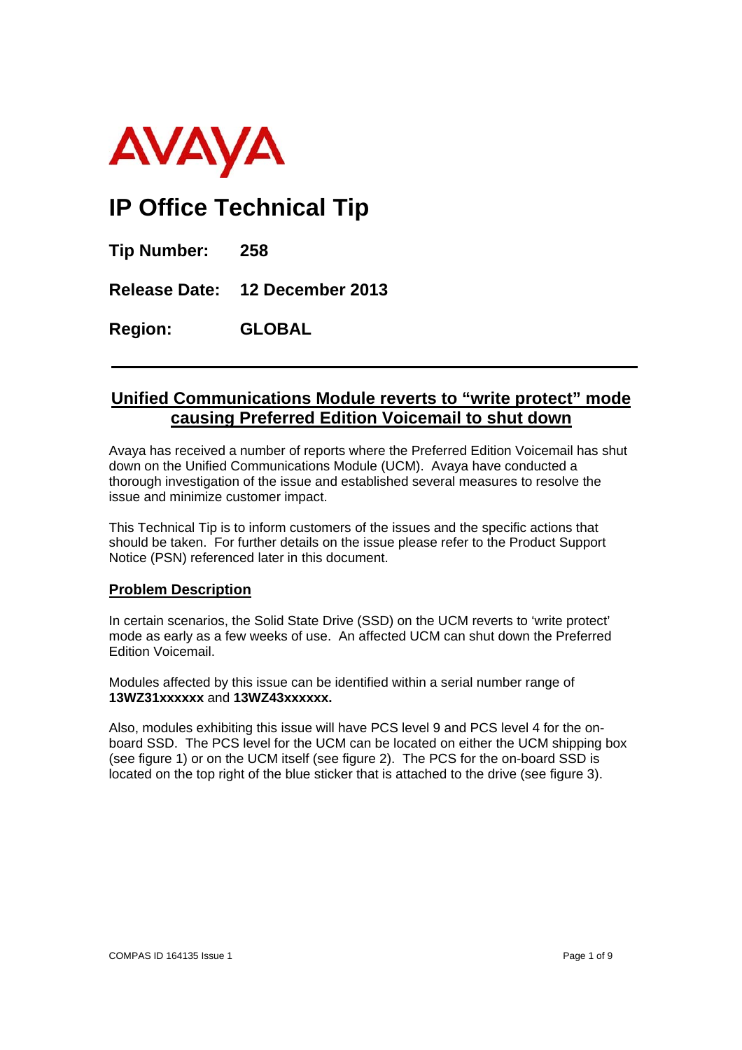AVAYA

# IP Office Technical Tip

**Tip Number:** **258**

**Release Date:** **12 December 2013**

**Region:** **GLOBAL**

---

## Unified Communications Module reverts to "write protect" mode causing Preferred Edition Voicemail to shut down

Avaya has received a number of reports where the Preferred Edition Voicemail has shut down on the Unified Communications Module (UCM). Avaya have conducted a thorough investigation of the issue and established several measures to resolve the issue and minimize customer impact.

This Technical Tip is to inform customers of the issues and the specific actions that should be taken. For further details on the issue please refer to the Product Support Notice (PSN) referenced later in this document.

### Problem Description

In certain scenarios, the Solid State Drive (SSD) on the UCM reverts to 'write protect' mode as early as a few weeks of use. An affected UCM can shut down the Preferred Edition Voicemail.

Modules affected by this issue can be identified within a serial number range of **13WZ31xxxxxx** and **13WZ43xxxxxx.**

Also, modules exhibiting this issue will have PCS level 9 and PCS level 4 for the on-board SSD. The PCS level for the UCM can be located on either the UCM shipping box (see figure 1) or on the UCM itself (see figure 2). The PCS for the on-board SSD is located on the top right of the blue sticker that is attached to the drive (see figure 3).

COMPAS ID 164135 Issue 1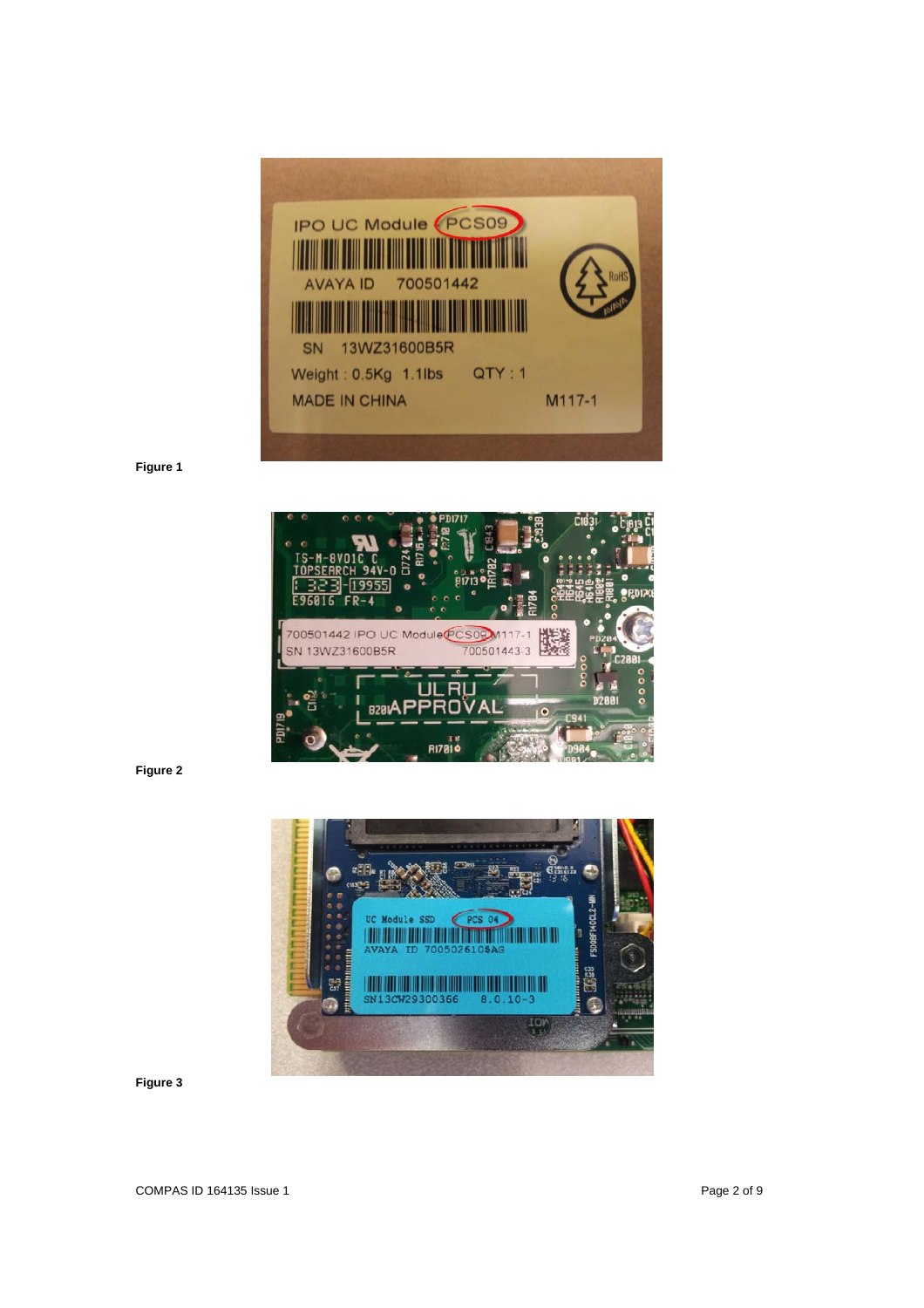Figure 1

Figure 2

Figure 3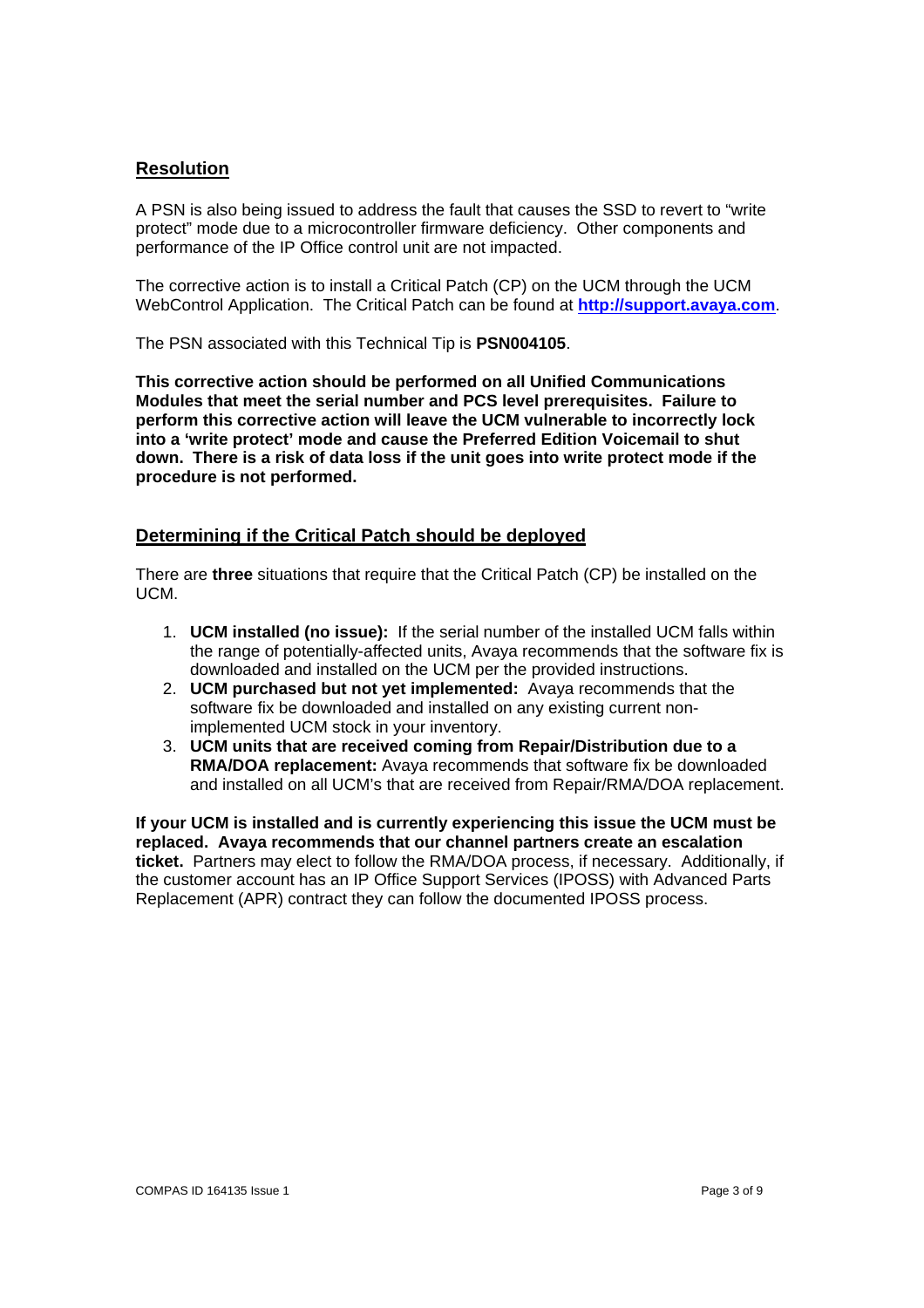## Resolution

A PSN is also being issued to address the fault that causes the SSD to revert to "write protect" mode due to a microcontroller firmware deficiency. Other components and performance of the IP Office control unit are not impacted.

The corrective action is to install a Critical Patch (CP) on the UCM through the UCM WebControl Application. The Critical Patch can be found at **http://support.avaya.com**.

The PSN associated with this Technical Tip is **PSN004105**.

**This corrective action should be performed on all Unified Communications Modules that meet the serial number and PCS level prerequisites. Failure to perform this corrective action will leave the UCM vulnerable to incorrectly lock into a 'write protect' mode and cause the Preferred Edition Voicemail to shut down. There is a risk of data loss if the unit goes into write protect mode if the procedure is not performed.**

## Determining if the Critical Patch should be deployed

There are **three** situations that require that the Critical Patch (CP) be installed on the UCM.

1. **UCM installed (no issue):** If the serial number of the installed UCM falls within the range of potentially-affected units, Avaya recommends that the software fix is downloaded and installed on the UCM per the provided instructions.
2. **UCM purchased but not yet implemented:** Avaya recommends that the software fix be downloaded and installed on any existing current non-implemented UCM stock in your inventory.
3. **UCM units that are received coming from Repair/Distribution due to a RMA/DOA replacement:** Avaya recommends that software fix be downloaded and installed on all UCM's that are received from Repair/RMA/DOA replacement.

**If your UCM is installed and is currently experiencing this issue the UCM must be replaced. Avaya recommends that our channel partners create an escalation ticket.** Partners may elect to follow the RMA/DOA process, if necessary. Additionally, if the customer account has an IP Office Support Services (IPOSS) with Advanced Parts Replacement (APR) contract they can follow the documented IPOSS process.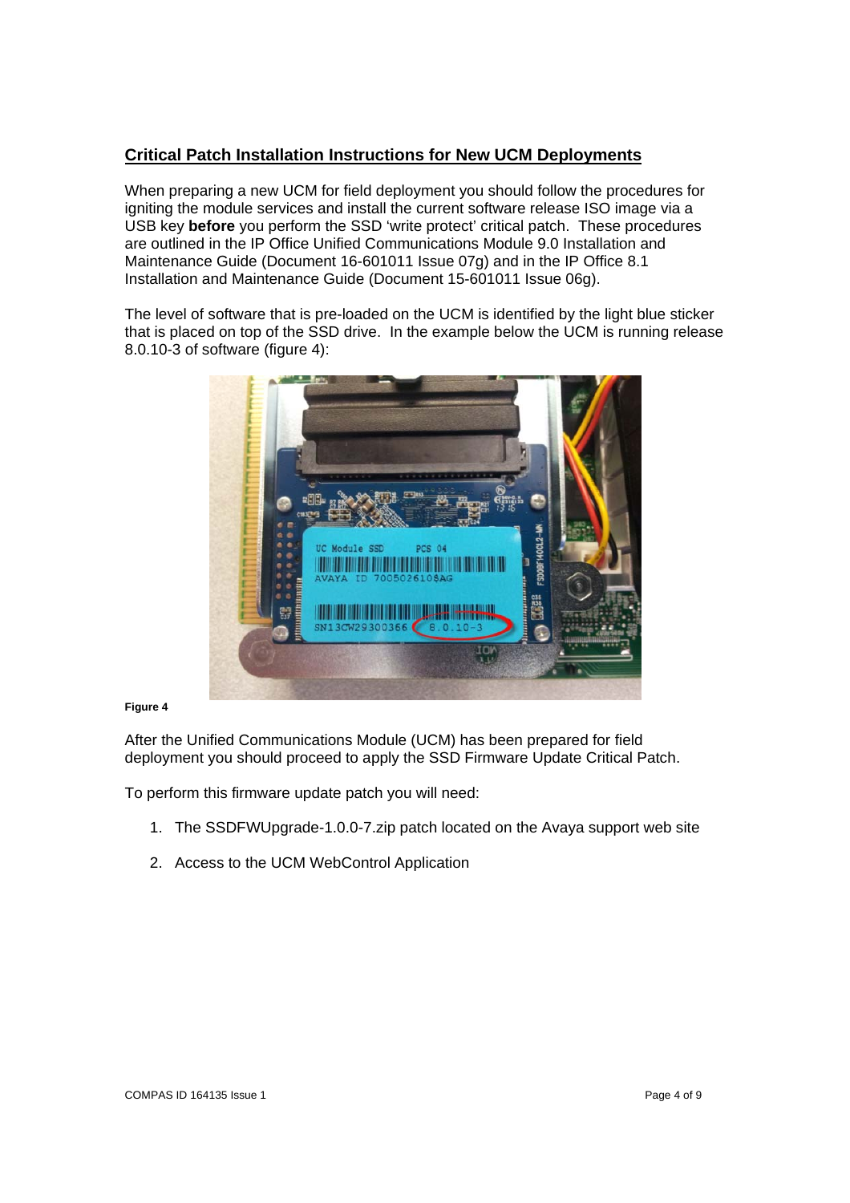## Critical Patch Installation Instructions for New UCM Deployments

When preparing a new UCM for field deployment you should follow the procedures for igniting the module services and install the current software release ISO image via a USB key **before** you perform the SSD 'write protect' critical patch. These procedures are outlined in the IP Office Unified Communications Module 9.0 Installation and Maintenance Guide (Document 16-601011 Issue 07g) and in the IP Office 8.1 Installation and Maintenance Guide (Document 15-601011 Issue 06g).

The level of software that is pre-loaded on the UCM is identified by the light blue sticker that is placed on top of the SSD drive. In the example below the UCM is running release 8.0.10-3 of software (figure 4):

**Figure 4**

After the Unified Communications Module (UCM) has been prepared for field deployment you should proceed to apply the SSD Firmware Update Critical Patch.

To perform this firmware update patch you will need:

1. The SSDFWUpgrade-1.0.0-7.zip patch located on the Avaya support web site
2. Access to the UCM WebControl Application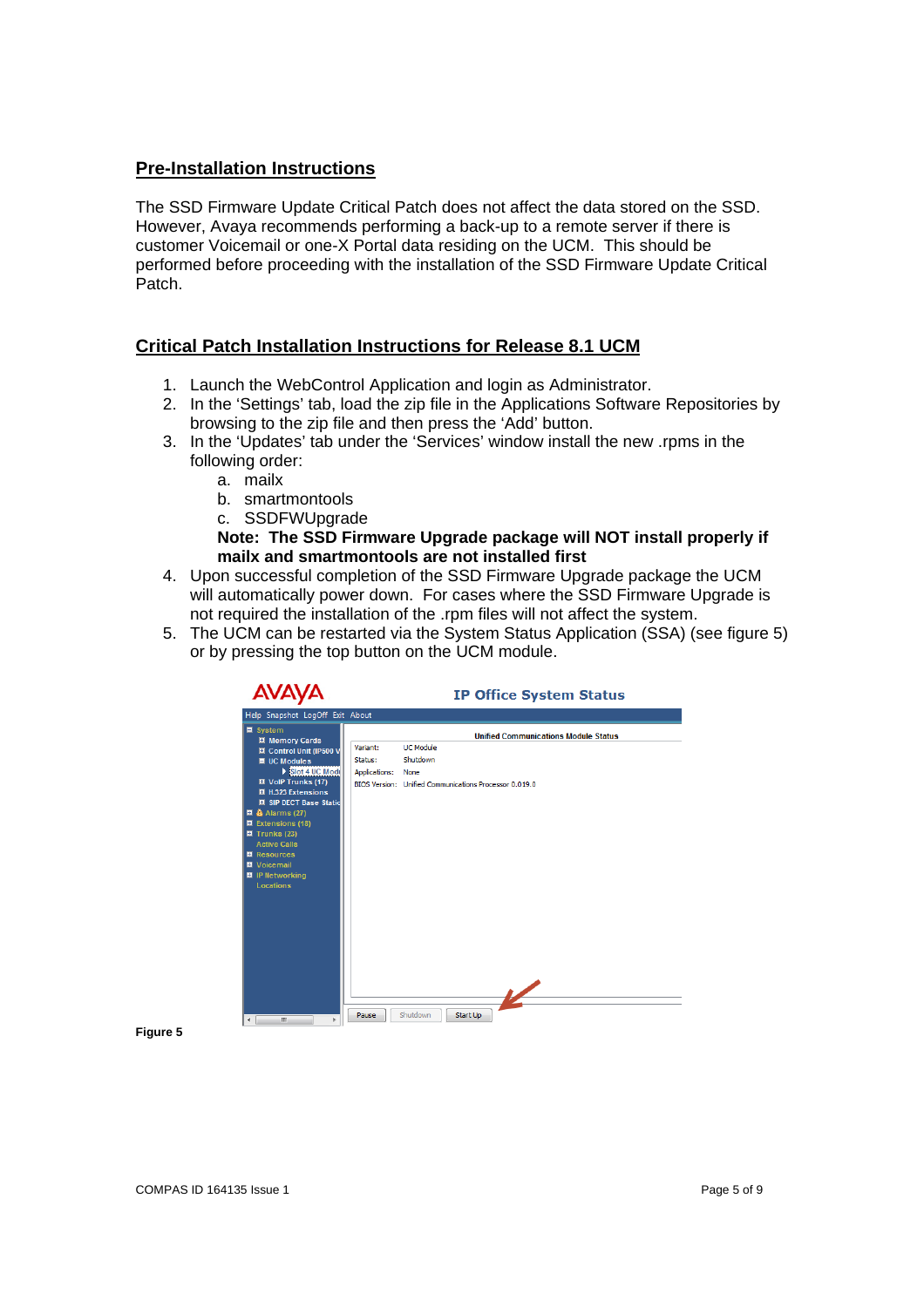## Pre-Installation Instructions

The SSD Firmware Update Critical Patch does not affect the data stored on the SSD. However, Avaya recommends performing a back-up to a remote server if there is customer Voicemail or one-X Portal data residing on the UCM. This should be performed before proceeding with the installation of the SSD Firmware Update Critical Patch.

## Critical Patch Installation Instructions for Release 8.1 UCM

1. Launch the WebControl Application and login as Administrator.
2. In the 'Settings' tab, load the zip file in the Applications Software Repositories by browsing to the zip file and then press the 'Add' button.
3. In the 'Updates' tab under the 'Services' window install the new .rpms in the following order:
    a. mailx
    b. smartmontools
    c. SSDFWUpgrade

    **Note: The SSD Firmware Upgrade package will NOT install properly if mailx and smartmontools are not installed first**
4. Upon successful completion of the SSD Firmware Upgrade package the UCM will automatically power down. For cases where the SSD Firmware Upgrade is not required the installation of the .rpm files will not affect the system.
5. The UCM can be restarted via the System Status Application (SSA) (see figure 5) or by pressing the top button on the UCM module.

**Figure 5**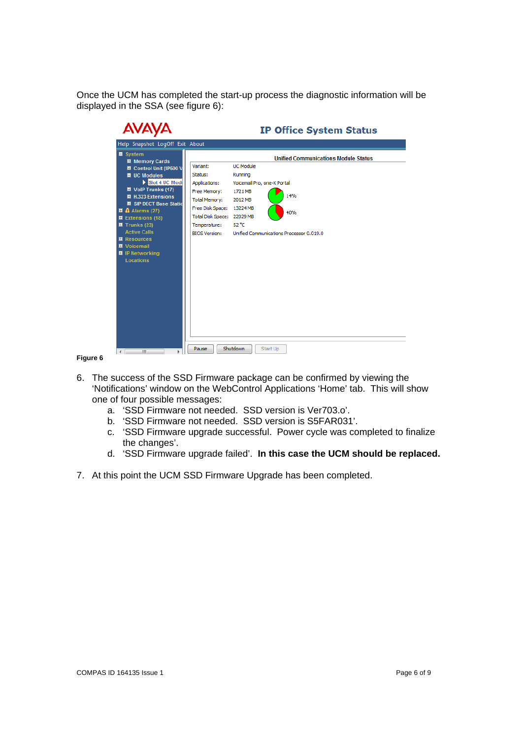Once the UCM has completed the start-up process the diagnostic information will be displayed in the SSA (see figure 6):

**Figure 6**

6. The success of the SSD Firmware package can be confirmed by viewing the 'Notifications' window on the WebControl Applications 'Home' tab. This will show one of four possible messages:
   a. 'SSD Firmware not needed. SSD version is Ver703.o'.
   b. 'SSD Firmware not needed. SSD version is S5FAR031'.
   c. 'SSD Firmware upgrade successful. Power cycle was completed to finalize the changes'.
   d. 'SSD Firmware upgrade failed'. **In this case the UCM should be replaced.**

7. At this point the UCM SSD Firmware Upgrade has been completed.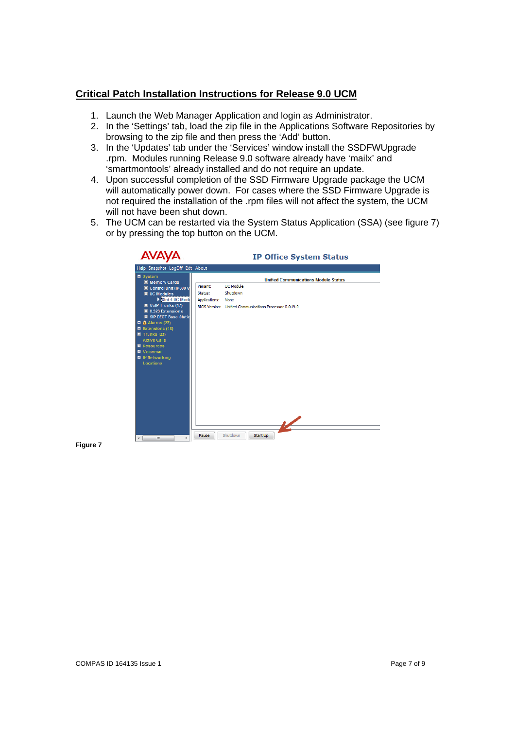## Critical Patch Installation Instructions for Release 9.0 UCM

1. Launch the Web Manager Application and login as Administrator.
2. In the 'Settings' tab, load the zip file in the Applications Software Repositories by browsing to the zip file and then press the 'Add' button.
3. In the 'Updates' tab under the 'Services' window install the SSDFWUpgrade .rpm. Modules running Release 9.0 software already have 'mailx' and 'smartmontools' already installed and do not require an update.
4. Upon successful completion of the SSD Firmware Upgrade package the UCM will automatically power down. For cases where the SSD Firmware Upgrade is not required the installation of the .rpm files will not affect the system, the UCM will not have been shut down.
5. The UCM can be restarted via the System Status Application (SSA) (see figure 7) or by pressing the top button on the UCM.

**Figure 7**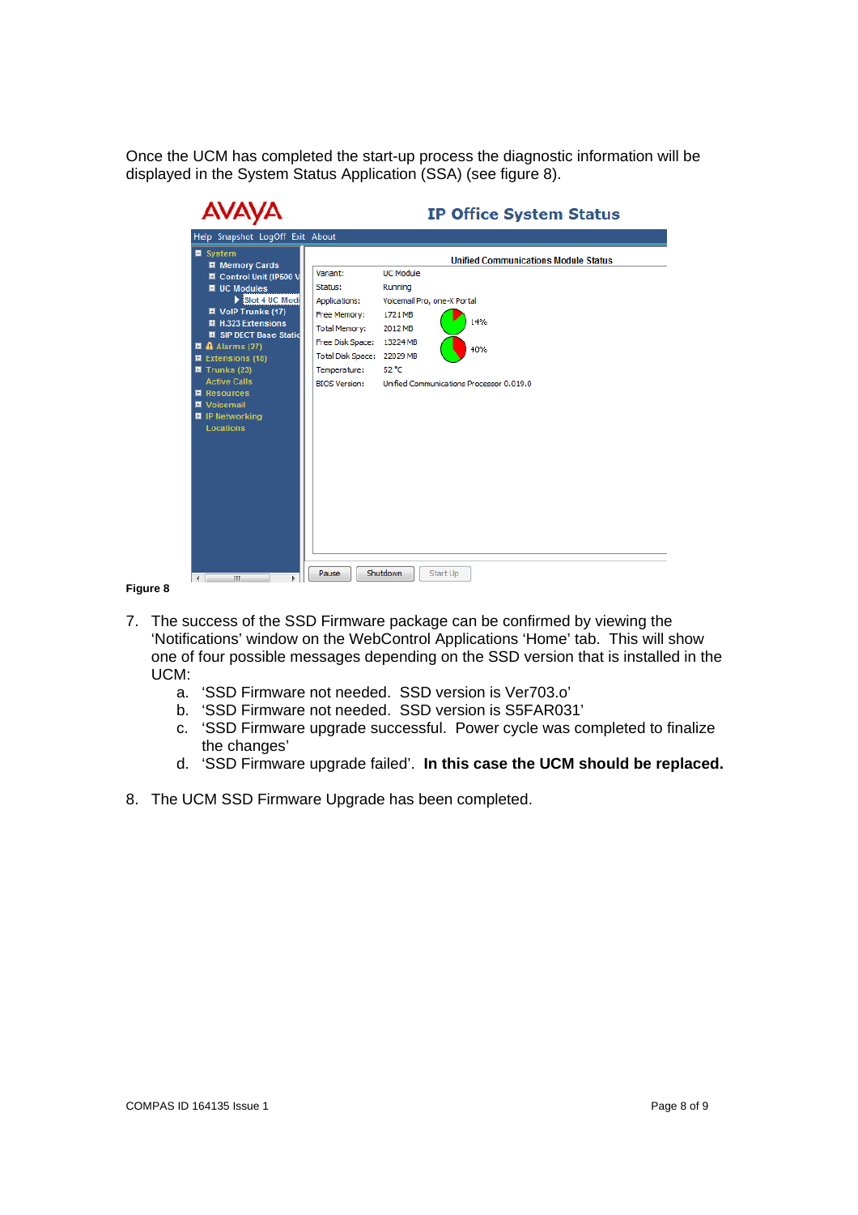Once the UCM has completed the start-up process the diagnostic information will be displayed in the System Status Application (SSA) (see figure 8).

**Figure 8**

7. The success of the SSD Firmware package can be confirmed by viewing the 'Notifications' window on the WebControl Applications 'Home' tab. This will show one of four possible messages depending on the SSD version that is installed in the UCM:
    a. 'SSD Firmware not needed. SSD version is Ver703.o'
    b. 'SSD Firmware not needed. SSD version is S5FAR031'
    c. 'SSD Firmware upgrade successful. Power cycle was completed to finalize the changes'
    d. 'SSD Firmware upgrade failed'. **In this case the UCM should be replaced.**

8. The UCM SSD Firmware Upgrade has been completed.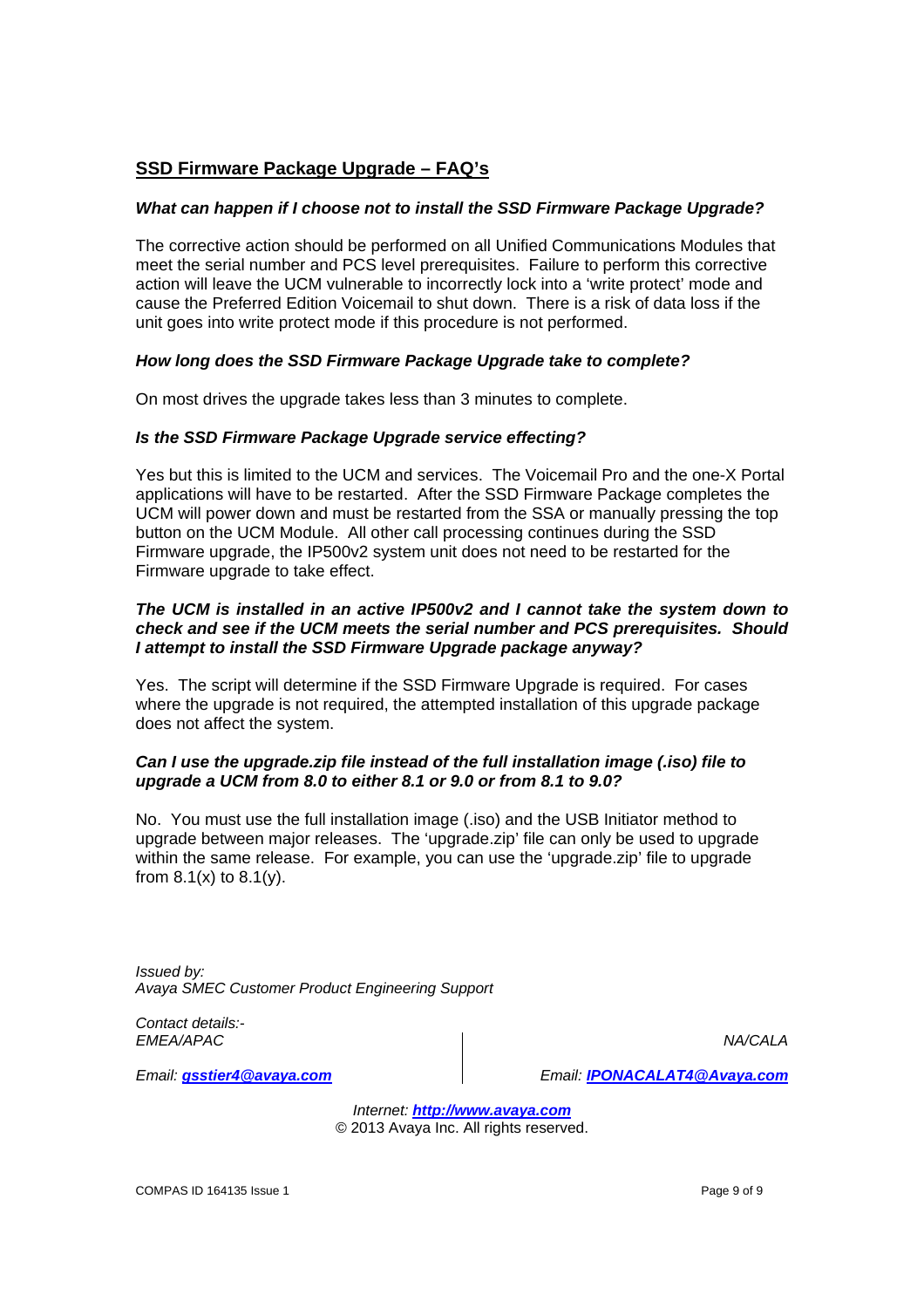## SSD Firmware Package Upgrade – FAQ's

***What can happen if I choose not to install the SSD Firmware Package Upgrade?***

The corrective action should be performed on all Unified Communications Modules that meet the serial number and PCS level prerequisites. Failure to perform this corrective action will leave the UCM vulnerable to incorrectly lock into a 'write protect' mode and cause the Preferred Edition Voicemail to shut down. There is a risk of data loss if the unit goes into write protect mode if this procedure is not performed.

***How long does the SSD Firmware Package Upgrade take to complete?***

On most drives the upgrade takes less than 3 minutes to complete.

***Is the SSD Firmware Package Upgrade service effecting?***

Yes but this is limited to the UCM and services. The Voicemail Pro and the one-X Portal applications will have to be restarted. After the SSD Firmware Package completes the UCM will power down and must be restarted from the SSA or manually pressing the top button on the UCM Module. All other call processing continues during the SSD Firmware upgrade, the IP500v2 system unit does not need to be restarted for the Firmware upgrade to take effect.

***The UCM is installed in an active IP500v2 and I cannot take the system down to check and see if the UCM meets the serial number and PCS prerequisites. Should I attempt to install the SSD Firmware Upgrade package anyway?***

Yes. The script will determine if the SSD Firmware Upgrade is required. For cases where the upgrade is not required, the attempted installation of this upgrade package does not affect the system.

***Can I use the upgrade.zip file instead of the full installation image (.iso) file to upgrade a UCM from 8.0 to either 8.1 or 9.0 or from 8.1 to 9.0?***

No. You must use the full installation image (.iso) and the USB Initiator method to upgrade between major releases. The 'upgrade.zip' file can only be used to upgrade within the same release. For example, you can use the 'upgrade.zip' file to upgrade from 8.1(x) to 8.1(y).

*Issued by:*
*Avaya SMEC Customer Product Engineering Support*

*Contact details:-*

| | |
|---|---|
| *EMEA/APAC* | *NA/CALA* |
| *Email:* ***gsstier4@avaya.com*** | *Email:* ***IPONACALAT4@Avaya.com*** |

*Internet:* ***http://www.avaya.com***
© 2013 Avaya Inc. All rights reserved.

COMPAS ID 164135 Issue 1